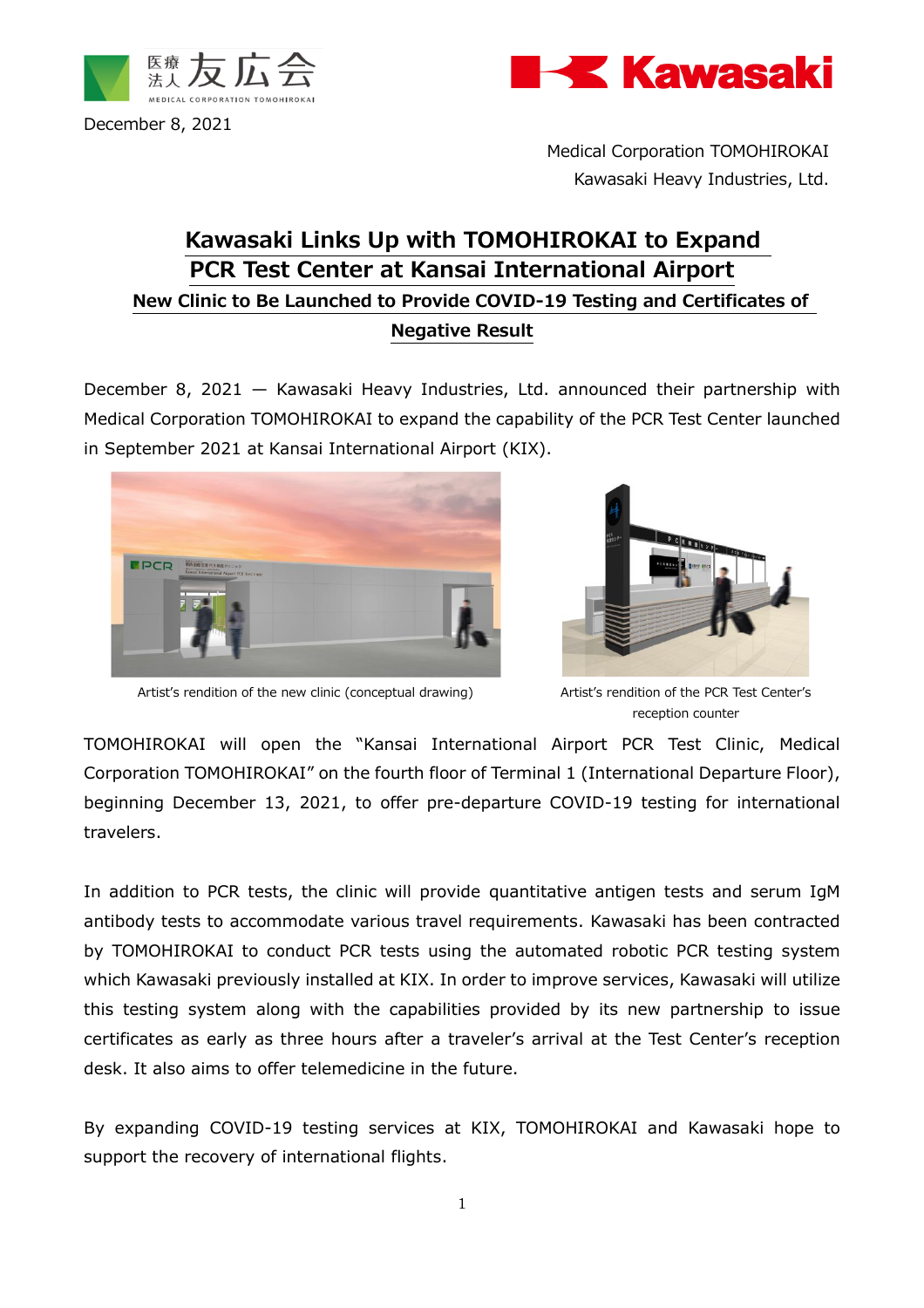December 8, 2021

Medical Corporation TOMOHIROKAI
Kawasaki Heavy Industries, Ltd.

# Kawasaki Links Up with TOMOHIROKAI to Expand PCR Test Center at Kansai International Airport

## New Clinic to Be Launched to Provide COVID-19 Testing and Certificates of Negative Result

December 8, 2021 — Kawasaki Heavy Industries, Ltd. announced their partnership with Medical Corporation TOMOHIROKAI to expand the capability of the PCR Test Center launched in September 2021 at Kansai International Airport (KIX).

Artist's rendition of the new clinic (conceptual drawing)

Artist's rendition of the PCR Test Center's reception counter

TOMOHIROKAI will open the "Kansai International Airport PCR Test Clinic, Medical Corporation TOMOHIROKAI" on the fourth floor of Terminal 1 (International Departure Floor), beginning December 13, 2021, to offer pre-departure COVID-19 testing for international travelers.

In addition to PCR tests, the clinic will provide quantitative antigen tests and serum IgM antibody tests to accommodate various travel requirements. Kawasaki has been contracted by TOMOHIROKAI to conduct PCR tests using the automated robotic PCR testing system which Kawasaki previously installed at KIX. In order to improve services, Kawasaki will utilize this testing system along with the capabilities provided by its new partnership to issue certificates as early as three hours after a traveler's arrival at the Test Center's reception desk. It also aims to offer telemedicine in the future.

By expanding COVID-19 testing services at KIX, TOMOHIROKAI and Kawasaki hope to support the recovery of international flights.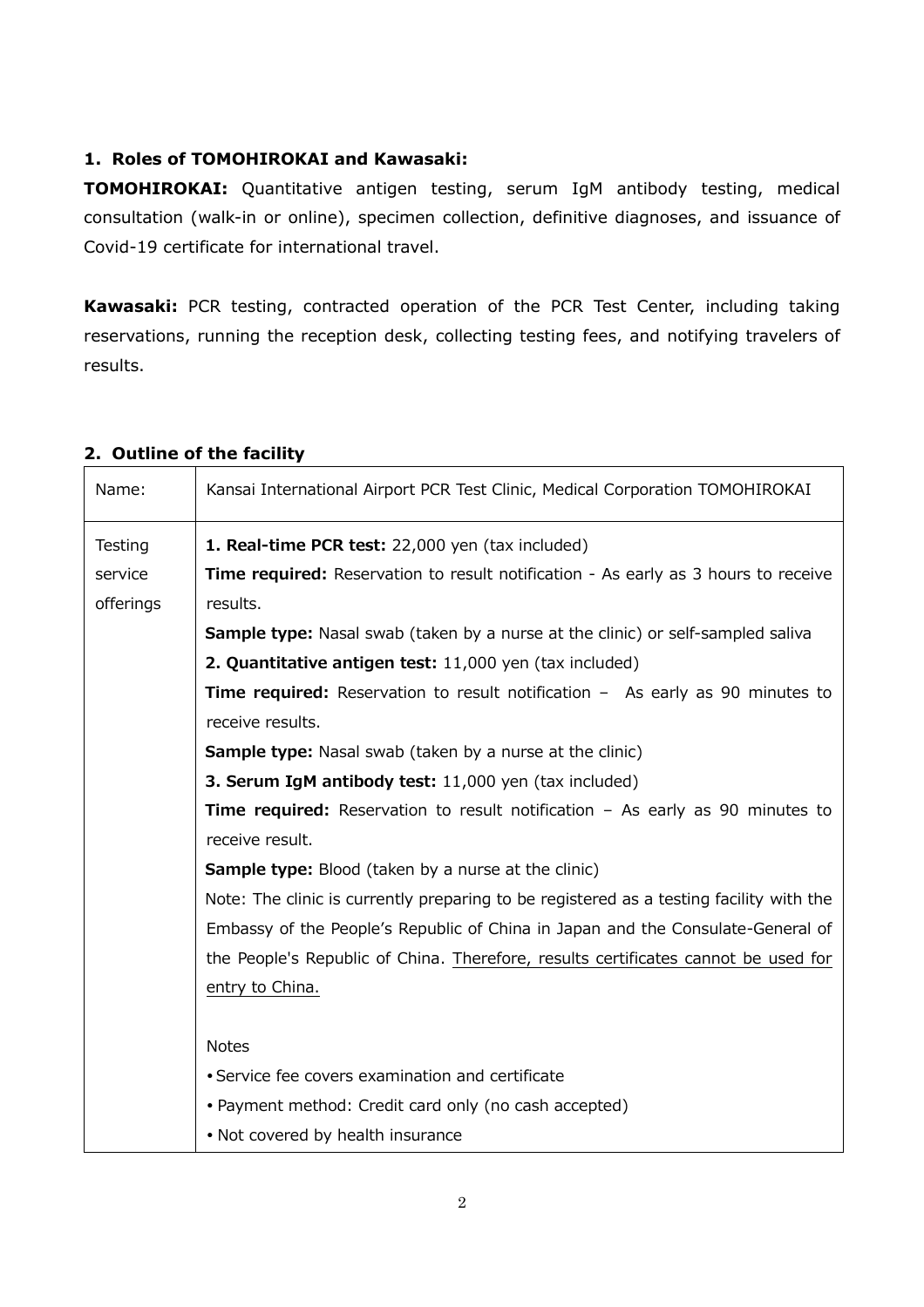## 1. Roles of TOMOHIROKAI and Kawasaki:

**TOMOHIROKAI:** Quantitative antigen testing, serum IgM antibody testing, medical consultation (walk-in or online), specimen collection, definitive diagnoses, and issuance of Covid-19 certificate for international travel.

**Kawasaki:** PCR testing, contracted operation of the PCR Test Center, including taking reservations, running the reception desk, collecting testing fees, and notifying travelers of results.

## 2. Outline of the facility

| Name: | Kansai International Airport PCR Test Clinic, Medical Corporation TOMOHIROKAI |
|---|---|
| Testing service offerings | **1. Real-time PCR test:** 22,000 yen (tax included)<br>**Time required:** Reservation to result notification - As early as 3 hours to receive results.<br>**Sample type:** Nasal swab (taken by a nurse at the clinic) or self-sampled saliva<br>**2. Quantitative antigen test:** 11,000 yen (tax included)<br>**Time required:** Reservation to result notification – As early as 90 minutes to receive results.<br>**Sample type:** Nasal swab (taken by a nurse at the clinic)<br>**3. Serum IgM antibody test:** 11,000 yen (tax included)<br>**Time required:** Reservation to result notification – As early as 90 minutes to receive result.<br>**Sample type:** Blood (taken by a nurse at the clinic)<br>Note: The clinic is currently preparing to be registered as a testing facility with the Embassy of the People's Republic of China in Japan and the Consulate-General of the People's Republic of China. Therefore, results certificates cannot be used for entry to China.<br><br>Notes<br>• Service fee covers examination and certificate<br>• Payment method: Credit card only (no cash accepted)<br>• Not covered by health insurance |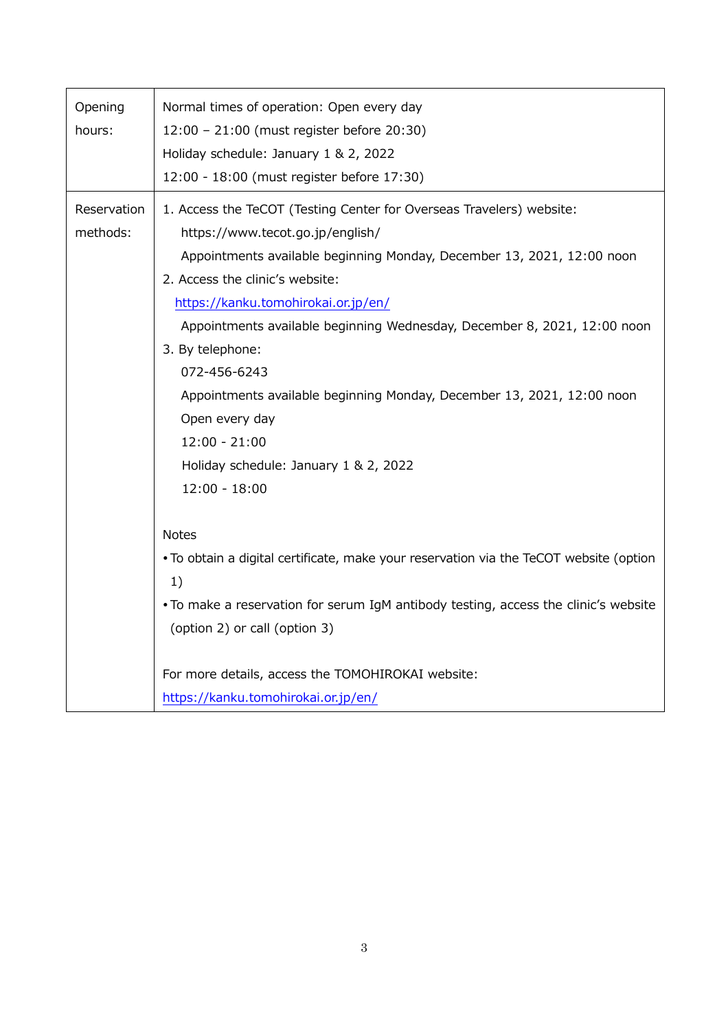| | |
|---|---|
| Opening hours: | Normal times of operation: Open every day<br>12:00 – 21:00 (must register before 20:30)<br>Holiday schedule: January 1 & 2, 2022<br>12:00 - 18:00 (must register before 17:30) |
| Reservation methods: | 1. Access the TeCOT (Testing Center for Overseas Travelers) website:<br>https://www.tecot.go.jp/english/<br>Appointments available beginning Monday, December 13, 2021, 12:00 noon<br>2. Access the clinic's website:<br>https://kanku.tomohirokai.or.jp/en/<br>Appointments available beginning Wednesday, December 8, 2021, 12:00 noon<br>3. By telephone:<br>072-456-6243<br>Appointments available beginning Monday, December 13, 2021, 12:00 noon<br>Open every day<br>12:00 - 21:00<br>Holiday schedule: January 1 & 2, 2022<br>12:00 - 18:00<br><br>Notes<br>• To obtain a digital certificate, make your reservation via the TeCOT website (option 1)<br>• To make a reservation for serum IgM antibody testing, access the clinic's website (option 2) or call (option 3)<br><br>For more details, access the TOMOHIROKAI website:<br>https://kanku.tomohirokai.or.jp/en/ |